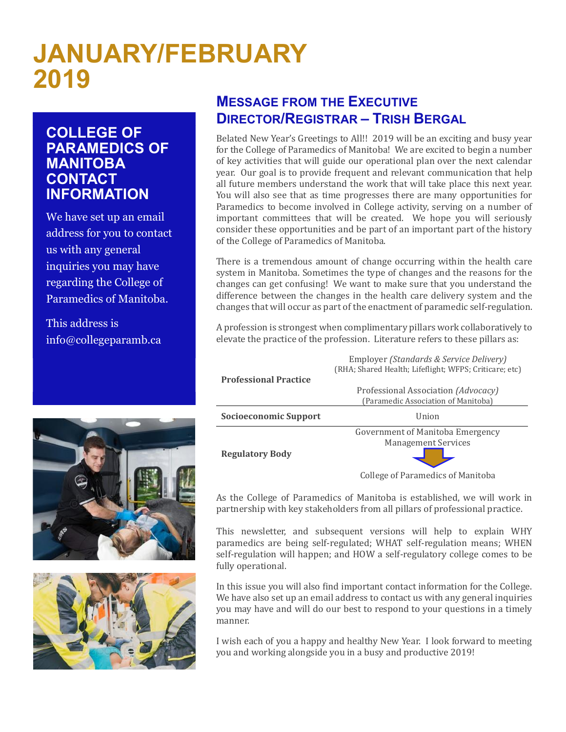# JANUARY/FEBRUARY 2019

## COLLEGE OF PARAMEDICS OF MANITOBA CONTACT INFORMATION

We have set up an email address for you to contact us with any general inquiries you may have regarding the College of Paramedics of Manitoba.

This address is info@collegeparamb.ca

## MESSAGE FROM THE EXECUTIVE DIRECTOR/REGISTRAR – TRISH BERGAL

Belated New Year's Greetings to All!! 2019 will be an exciting and busy year for the College of Paramedics of Manitoba! We are excited to begin a number of key activities that will guide our operational plan over the next calendar year. Our goal is to provide frequent and relevant communication that help all future members understand the work that will take place this next year. You will also see that as time progresses there are many opportunities for Paramedics to become involved in College activity, serving on a number of important committees that will be created. We hope you will seriously consider these opportunities and be part of an important part of the history of the College of Paramedics of Manitoba.

There is a tremendous amount of change occurring within the health care system in Manitoba. Sometimes the type of changes and the reasons for the changes can get confusing! We want to make sure that you understand the difference between the changes in the health care delivery system and the changes that will occur as part of the enactment of paramedic self-regulation.

A profession is strongest when complimentary pillars work collaboratively to elevate the practice of the profession. Literature refers to these pillars as:

| | |
|---|---|
| **Professional Practice** | Employer *(Standards & Service Delivery)* (RHA; Shared Health; Lifeflight; WFPS; Criticare; etc)<br>Professional Association *(Advocacy)* (Paramedic Association of Manitoba) |
| **Socioeconomic Support** | Union |
| **Regulatory Body** | Government of Manitoba Emergency Management Services<br>↓<br>College of Paramedics of Manitoba |

As the College of Paramedics of Manitoba is established, we will work in partnership with key stakeholders from all pillars of professional practice.

This newsletter, and subsequent versions will help to explain WHY paramedics are being self-regulated; WHAT self-regulation means; WHEN self-regulation will happen; and HOW a self-regulatory college comes to be fully operational.

In this issue you will also find important contact information for the College. We have also set up an email address to contact us with any general inquiries you may have and will do our best to respond to your questions in a timely manner.

I wish each of you a happy and healthy New Year. I look forward to meeting you and working alongside you in a busy and productive 2019!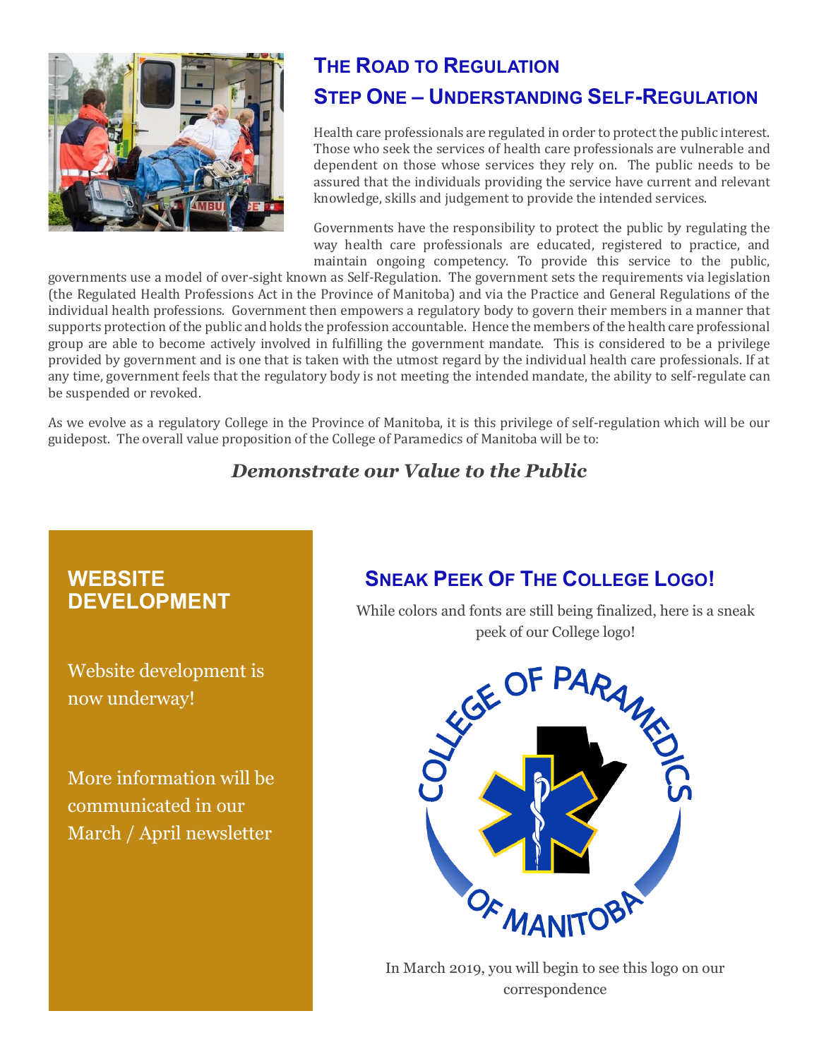## The Road to Regulation

## Step One – Understanding Self-Regulation

Health care professionals are regulated in order to protect the public interest. Those who seek the services of health care professionals are vulnerable and dependent on those whose services they rely on. The public needs to be assured that the individuals providing the service have current and relevant knowledge, skills and judgement to provide the intended services.

Governments have the responsibility to protect the public by regulating the way health care professionals are educated, registered to practice, and maintain ongoing competency. To provide this service to the public, governments use a model of over-sight known as Self-Regulation. The government sets the requirements via legislation (the Regulated Health Professions Act in the Province of Manitoba) and via the Practice and General Regulations of the individual health professions. Government then empowers a regulatory body to govern their members in a manner that supports protection of the public and holds the profession accountable. Hence the members of the health care professional group are able to become actively involved in fulfilling the government mandate. This is considered to be a privilege provided by government and is one that is taken with the utmost regard by the individual health care professionals. If at any time, government feels that the regulatory body is not meeting the intended mandate, the ability to self-regulate can be suspended or revoked.

As we evolve as a regulatory College in the Province of Manitoba, it is this privilege of self-regulation which will be our guidepost. The overall value proposition of the College of Paramedics of Manitoba will be to:

***Demonstrate our Value to the Public***

## Website Development

Website development is now underway!

More information will be communicated in our March / April newsletter

## Sneak Peek Of The College Logo!

While colors and fonts are still being finalized, here is a sneak peek of our College logo!

In March 2019, you will begin to see this logo on our correspondence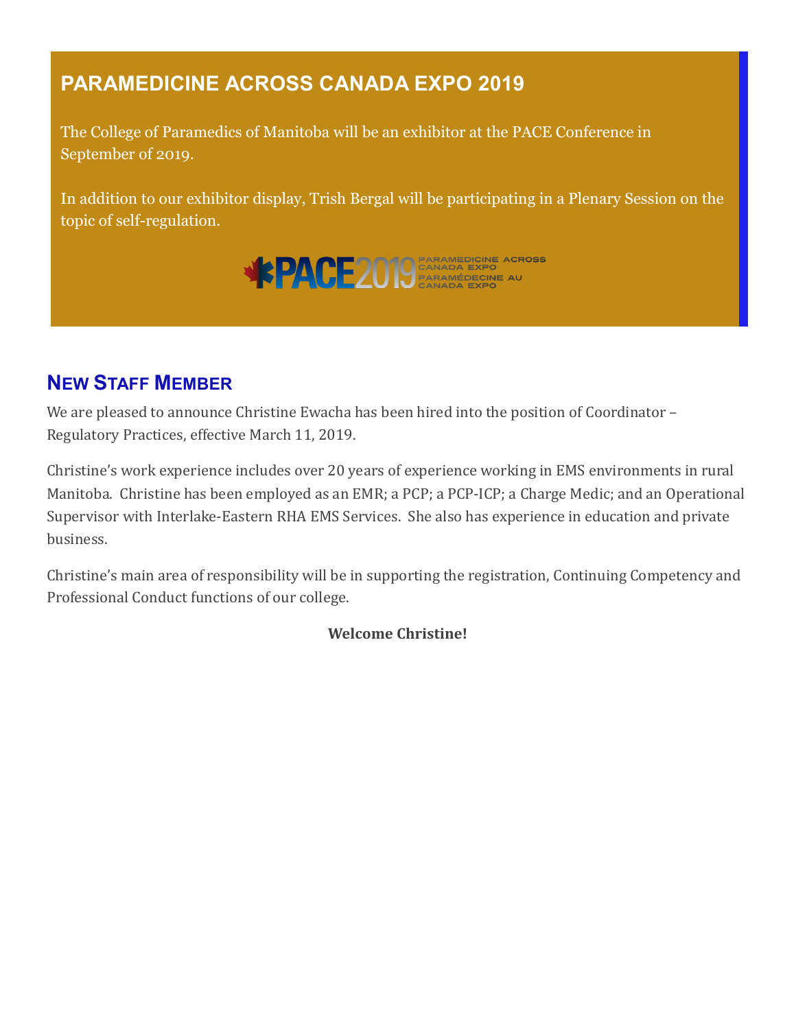## PARAMEDICINE ACROSS CANADA EXPO 2019

The College of Paramedics of Manitoba will be an exhibitor at the PACE Conference in September of 2019.

In addition to our exhibitor display, Trish Bergal will be participating in a Plenary Session on the topic of self-regulation.

PACE2019 PARAMEDICINE ACROSS CANADA EXPO PARAMÉDECINE AU CANADA EXPO

## NEW STAFF MEMBER

We are pleased to announce Christine Ewacha has been hired into the position of Coordinator – Regulatory Practices, effective March 11, 2019.

Christine's work experience includes over 20 years of experience working in EMS environments in rural Manitoba. Christine has been employed as an EMR; a PCP; a PCP-ICP; a Charge Medic; and an Operational Supervisor with Interlake-Eastern RHA EMS Services. She also has experience in education and private business.

Christine's main area of responsibility will be in supporting the registration, Continuing Competency and Professional Conduct functions of our college.

**Welcome Christine!**